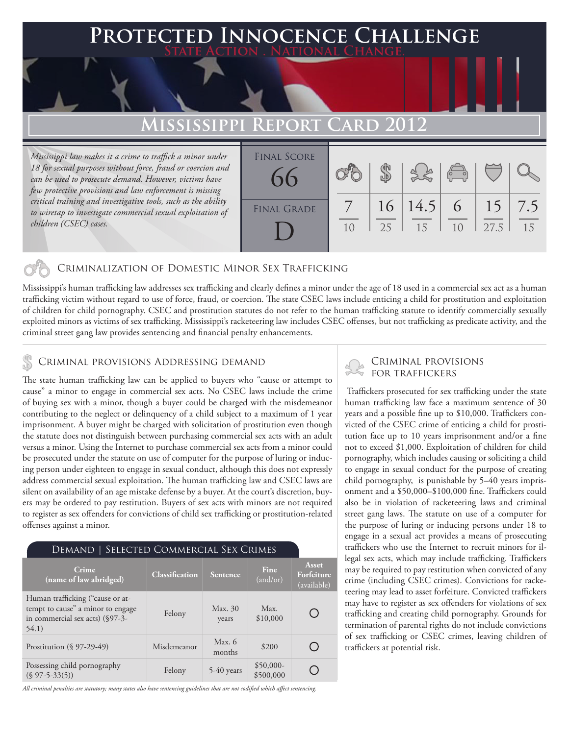# Protected Innocence Challenge

State Action . National Change.

## Mississippi Report Card 2012

*Mississippi law makes it a crime to traffick a minor under 18 for sexual purposes without force, fraud or coercion and can be used to prosecute demand. However, victims have few protective provisions and law enforcement is missing critical training and investigative tools, such as the ability to wiretap to investigate commercial sexual exploitation of children (CSEC) cases.*

| Final Score | Final Grade |
|---|---|
| 66 | D |

| Criminalization of Domestic Minor Sex Trafficking | Criminal Provisions Addressing Demand | Criminal Provisions for Traffickers | Criminal Provisions for Facilitators | Protective Provisions for the Child Victims | Criminal Justice Tools for Investigation and Prosecution |
|---|---|---|---|---|---|
| 7/10 | 16/25 | 14.5/15 | 6/10 | 15/27.5 | 7.5/15 |

### Criminalization of Domestic Minor Sex Trafficking

Mississippi's human trafficking law addresses sex trafficking and clearly defines a minor under the age of 18 used in a commercial sex act as a human trafficking victim without regard to use of force, fraud, or coercion. The state CSEC laws include enticing a child for prostitution and exploitation of children for child pornography. CSEC and prostitution statutes do not refer to the human trafficking statute to identify commercially sexually exploited minors as victims of sex trafficking. Mississippi's racketeering law includes CSEC offenses, but not trafficking as predicate activity, and the criminal street gang law provides sentencing and financial penalty enhancements.

### Criminal provisions Addressing demand

The state human trafficking law can be applied to buyers who "cause or attempt to cause" a minor to engage in commercial sex acts. No CSEC laws include the crime of buying sex with a minor, though a buyer could be charged with the misdemeanor contributing to the neglect or delinquency of a child subject to a maximum of 1 year imprisonment. A buyer might be charged with solicitation of prostitution even though the statute does not distinguish between purchasing commercial sex acts with an adult versus a minor. Using the Internet to purchase commercial sex acts from a minor could be prosecuted under the statute on use of computer for the purpose of luring or inducing person under eighteen to engage in sexual conduct, although this does not expressly address commercial sexual exploitation. The human trafficking law and CSEC laws are silent on availability of an age mistake defense by a buyer. At the court's discretion, buyers may be ordered to pay restitution. Buyers of sex acts with minors are not required to register as sex offenders for convictions of child sex trafficking or prostitution-related offenses against a minor.

**Demand | Selected Commercial Sex Crimes**

| Crime (name of law abridged) | Classification | Sentence | Fine (and/or) | Asset Forfeiture (available) |
|---|---|---|---|---|
| Human trafficking ("cause or attempt to cause" a minor to engage in commercial sex acts) (§97-3-54.1) | Felony | Max. 30 years | Max. $10,000 | ○ |
| Prostitution (§ 97-29-49) | Misdemeanor | Max. 6 months | $200 | ○ |
| Possessing child pornography (§ 97-5-33(5)) | Felony | 5-40 years | $50,000-$500,000 | ○ |

*All criminal penalties are statutory; many states also have sentencing guidelines that are not codified which affect sentencing.*

### Criminal provisions for traffickers

Traffickers prosecuted for sex trafficking under the state human trafficking law face a maximum sentence of 30 years and a possible fine up to $10,000. Traffickers convicted of the CSEC crime of enticing a child for prostitution face up to 10 years imprisonment and/or a fine not to exceed $1,000. Exploitation of children for child pornography, which includes causing or soliciting a child to engage in sexual conduct for the purpose of creating child pornography, is punishable by 5–40 years imprisonment and a $50,000–$100,000 fine. Traffickers could also be in violation of racketeering laws and criminal street gang laws. The statute on use of a computer for the purpose of luring or inducing persons under 18 to engage in a sexual act provides a means of prosecuting traffickers who use the Internet to recruit minors for illegal sex acts, which may include trafficking. Traffickers may be required to pay restitution when convicted of any crime (including CSEC crimes). Convictions for racketeering may lead to asset forfeiture. Convicted traffickers may have to register as sex offenders for violations of sex trafficking and creating child pornography. Grounds for termination of parental rights do not include convictions of sex trafficking or CSEC crimes, leaving children of traffickers at potential risk.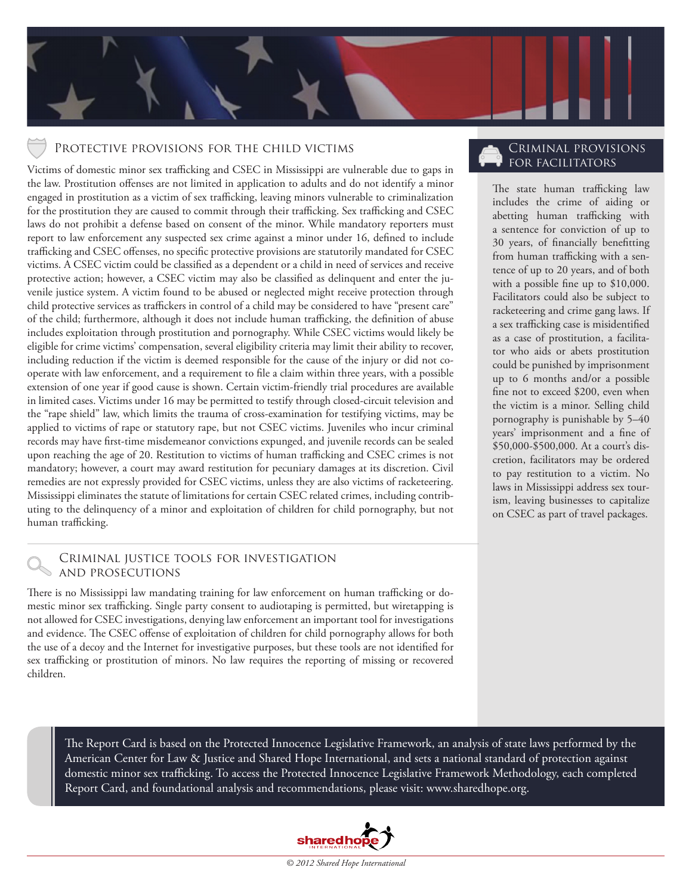## Protective provisions for the child victims

Victims of domestic minor sex trafficking and CSEC in Mississippi are vulnerable due to gaps in the law. Prostitution offenses are not limited in application to adults and do not identify a minor engaged in prostitution as a victim of sex trafficking, leaving minors vulnerable to criminalization for the prostitution they are caused to commit through their trafficking. Sex trafficking and CSEC laws do not prohibit a defense based on consent of the minor. While mandatory reporters must report to law enforcement any suspected sex crime against a minor under 16, defined to include trafficking and CSEC offenses, no specific protective provisions are statutorily mandated for CSEC victims. A CSEC victim could be classified as a dependent or a child in need of services and receive protective action; however, a CSEC victim may also be classified as delinquent and enter the juvenile justice system. A victim found to be abused or neglected might receive protection through child protective services as traffickers in control of a child may be considered to have "present care" of the child; furthermore, although it does not include human trafficking, the definition of abuse includes exploitation through prostitution and pornography. While CSEC victims would likely be eligible for crime victims' compensation, several eligibility criteria may limit their ability to recover, including reduction if the victim is deemed responsible for the cause of the injury or did not cooperate with law enforcement, and a requirement to file a claim within three years, with a possible extension of one year if good cause is shown. Certain victim-friendly trial procedures are available in limited cases. Victims under 16 may be permitted to testify through closed-circuit television and the "rape shield" law, which limits the trauma of cross-examination for testifying victims, may be applied to victims of rape or statutory rape, but not CSEC victims. Juveniles who incur criminal records may have first-time misdemeanor convictions expunged, and juvenile records can be sealed upon reaching the age of 20. Restitution to victims of human trafficking and CSEC crimes is not mandatory; however, a court may award restitution for pecuniary damages at its discretion. Civil remedies are not expressly provided for CSEC victims, unless they are also victims of racketeering. Mississippi eliminates the statute of limitations for certain CSEC related crimes, including contributing to the delinquency of a minor and exploitation of children for child pornography, but not human trafficking.

## Criminal justice tools for investigation and prosecutions

There is no Mississippi law mandating training for law enforcement on human trafficking or domestic minor sex trafficking. Single party consent to audiotaping is permitted, but wiretapping is not allowed for CSEC investigations, denying law enforcement an important tool for investigations and evidence. The CSEC offense of exploitation of children for child pornography allows for both the use of a decoy and the Internet for investigative purposes, but these tools are not identified for sex trafficking or prostitution of minors. No law requires the reporting of missing or recovered children.

## Criminal provisions for facilitators

The state human trafficking law includes the crime of aiding or abetting human trafficking with a sentence for conviction of up to 30 years, of financially benefitting from human trafficking with a sentence of up to 20 years, and of both with a possible fine up to $10,000. Facilitators could also be subject to racketeering and crime gang laws. If a sex trafficking case is misidentified as a case of prostitution, a facilitator who aids or abets prostitution could be punished by imprisonment up to 6 months and/or a possible fine not to exceed $200, even when the victim is a minor. Selling child pornography is punishable by 5–40 years' imprisonment and a fine of $50,000-$500,000. At a court's discretion, facilitators may be ordered to pay restitution to a victim. No laws in Mississippi address sex tourism, leaving businesses to capitalize on CSEC as part of travel packages.

The Report Card is based on the Protected Innocence Legislative Framework, an analysis of state laws performed by the American Center for Law & Justice and Shared Hope International, and sets a national standard of protection against domestic minor sex trafficking. To access the Protected Innocence Legislative Framework Methodology, each completed Report Card, and foundational analysis and recommendations, please visit: www.sharedhope.org.

shared hope INTERNATIONAL

*© 2012 Shared Hope International*